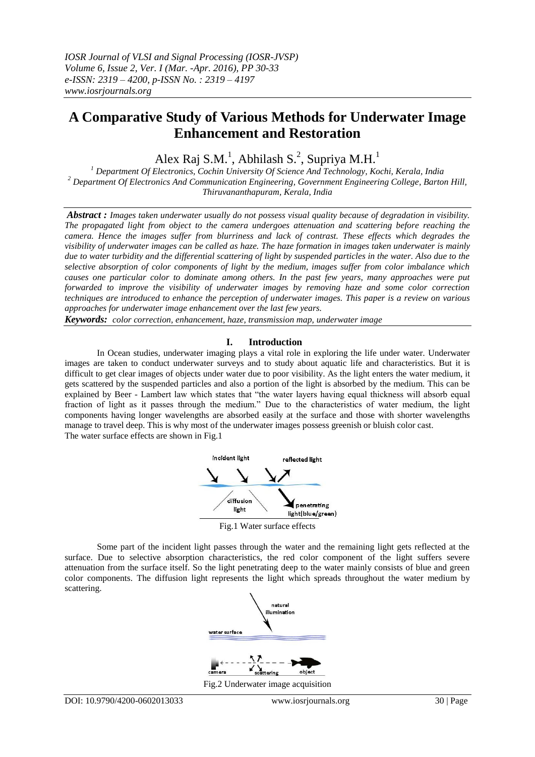# A Comparative Study of Various Methods for Underwater Image Enhancement and Restoration

Alex Raj S.M.[1], Abhilash S.[2], Supriya M.H.[1]

[1] Department Of Electronics, Cochin University Of Science And Technology, Kochi, Kerala, India
[2] Department Of Electronics And Communication Engineering, Government Engineering College, Barton Hill, Thiruvananthapuram, Kerala, India

***Abstract :*** *Images taken underwater usually do not possess visual quality because of degradation in visibility. The propagated light from object to the camera undergoes attenuation and scattering before reaching the camera. Hence the images suffer from blurriness and lack of contrast. These effects which degrades the visibility of underwater images can be called as haze. The haze formation in images taken underwater is mainly due to water turbidity and the differential scattering of light by suspended particles in the water. Also due to the selective absorption of color components of light by the medium, images suffer from color imbalance which causes one particular color to dominate among others. In the past few years, many approaches were put forwarded to improve the visibility of underwater images by removing haze and some color correction techniques are introduced to enhance the perception of underwater images. This paper is a review on various approaches for underwater image enhancement over the last few years.*

***Keywords:*** *color correction, enhancement, haze, transmission map, underwater image*

## I. Introduction

In Ocean studies, underwater imaging plays a vital role in exploring the life under water. Underwater images are taken to conduct underwater surveys and to study about aquatic life and characteristics. But it is difficult to get clear images of objects under water due to poor visibility. As the light enters the water medium, it gets scattered by the suspended particles and also a portion of the light is absorbed by the medium. This can be explained by Beer - Lambert law which states that "the water layers having equal thickness will absorb equal fraction of light as it passes through the medium." Due to the characteristics of water medium, the light components having longer wavelengths are absorbed easily at the surface and those with shorter wavelengths manage to travel deep. This is why most of the underwater images possess greenish or bluish color cast. The water surface effects are shown in Fig.1

Fig.1 Water surface effects

Some part of the incident light passes through the water and the remaining light gets reflected at the surface. Due to selective absorption characteristics, the red color component of the light suffers severe attenuation from the surface itself. So the light penetrating deep to the water mainly consists of blue and green color components. The diffusion light represents the light which spreads throughout the water medium by scattering.

Fig.2 Underwater image acquisition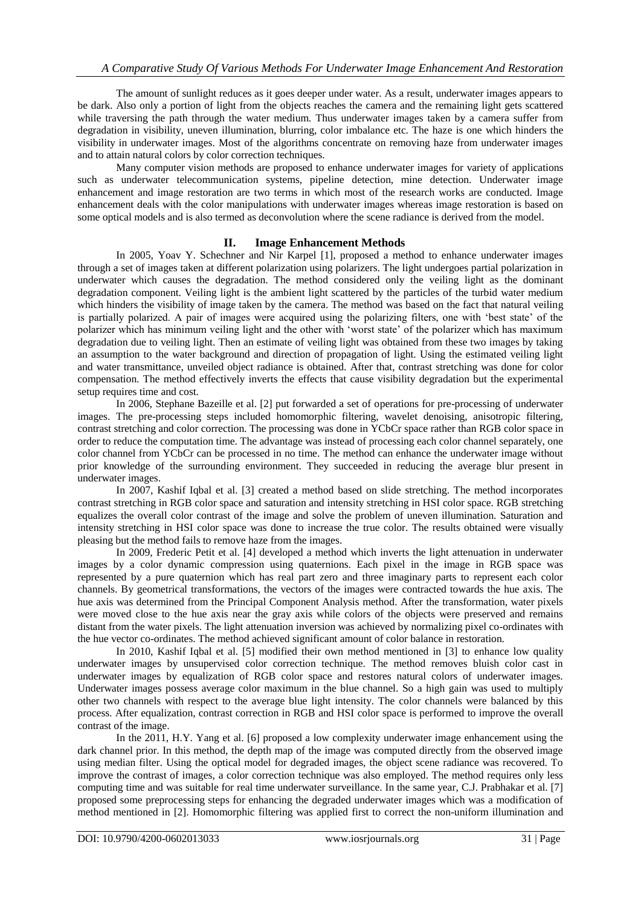The amount of sunlight reduces as it goes deeper under water. As a result, underwater images appears to be dark. Also only a portion of light from the objects reaches the camera and the remaining light gets scattered while traversing the path through the water medium. Thus underwater images taken by a camera suffer from degradation in visibility, uneven illumination, blurring, color imbalance etc. The haze is one which hinders the visibility in underwater images. Most of the algorithms concentrate on removing haze from underwater images and to attain natural colors by color correction techniques.

Many computer vision methods are proposed to enhance underwater images for variety of applications such as underwater telecommunication systems, pipeline detection, mine detection. Underwater image enhancement and image restoration are two terms in which most of the research works are conducted. Image enhancement deals with the color manipulations with underwater images whereas image restoration is based on some optical models and is also termed as deconvolution where the scene radiance is derived from the model.

## II. Image Enhancement Methods

In 2005, Yoav Y. Schechner and Nir Karpel [1], proposed a method to enhance underwater images through a set of images taken at different polarization using polarizers. The light undergoes partial polarization in underwater which causes the degradation. The method considered only the veiling light as the dominant degradation component. Veiling light is the ambient light scattered by the particles of the turbid water medium which hinders the visibility of image taken by the camera. The method was based on the fact that natural veiling is partially polarized. A pair of images were acquired using the polarizing filters, one with 'best state' of the polarizer which has minimum veiling light and the other with 'worst state' of the polarizer which has maximum degradation due to veiling light. Then an estimate of veiling light was obtained from these two images by taking an assumption to the water background and direction of propagation of light. Using the estimated veiling light and water transmittance, unveiled object radiance is obtained. After that, contrast stretching was done for color compensation. The method effectively inverts the effects that cause visibility degradation but the experimental setup requires time and cost.

In 2006, Stephane Bazeille et al. [2] put forwarded a set of operations for pre-processing of underwater images. The pre-processing steps included homomorphic filtering, wavelet denoising, anisotropic filtering, contrast stretching and color correction. The processing was done in YCbCr space rather than RGB color space in order to reduce the computation time. The advantage was instead of processing each color channel separately, one color channel from YCbCr can be processed in no time. The method can enhance the underwater image without prior knowledge of the surrounding environment. They succeeded in reducing the average blur present in underwater images.

In 2007, Kashif Iqbal et al. [3] created a method based on slide stretching. The method incorporates contrast stretching in RGB color space and saturation and intensity stretching in HSI color space. RGB stretching equalizes the overall color contrast of the image and solve the problem of uneven illumination. Saturation and intensity stretching in HSI color space was done to increase the true color. The results obtained were visually pleasing but the method fails to remove haze from the images.

In 2009, Frederic Petit et al. [4] developed a method which inverts the light attenuation in underwater images by a color dynamic compression using quaternions. Each pixel in the image in RGB space was represented by a pure quaternion which has real part zero and three imaginary parts to represent each color channels. By geometrical transformations, the vectors of the images were contracted towards the hue axis. The hue axis was determined from the Principal Component Analysis method. After the transformation, water pixels were moved close to the hue axis near the gray axis while colors of the objects were preserved and remains distant from the water pixels. The light attenuation inversion was achieved by normalizing pixel co-ordinates with the hue vector co-ordinates. The method achieved significant amount of color balance in restoration.

In 2010, Kashif Iqbal et al. [5] modified their own method mentioned in [3] to enhance low quality underwater images by unsupervised color correction technique. The method removes bluish color cast in underwater images by equalization of RGB color space and restores natural colors of underwater images. Underwater images possess average color maximum in the blue channel. So a high gain was used to multiply other two channels with respect to the average blue light intensity. The color channels were balanced by this process. After equalization, contrast correction in RGB and HSI color space is performed to improve the overall contrast of the image.

In the 2011, H.Y. Yang et al. [6] proposed a low complexity underwater image enhancement using the dark channel prior. In this method, the depth map of the image was computed directly from the observed image using median filter. Using the optical model for degraded images, the object scene radiance was recovered. To improve the contrast of images, a color correction technique was also employed. The method requires only less computing time and was suitable for real time underwater surveillance. In the same year, C.J. Prabhakar et al. [7] proposed some preprocessing steps for enhancing the degraded underwater images which was a modification of method mentioned in [2]. Homomorphic filtering was applied first to correct the non-uniform illumination and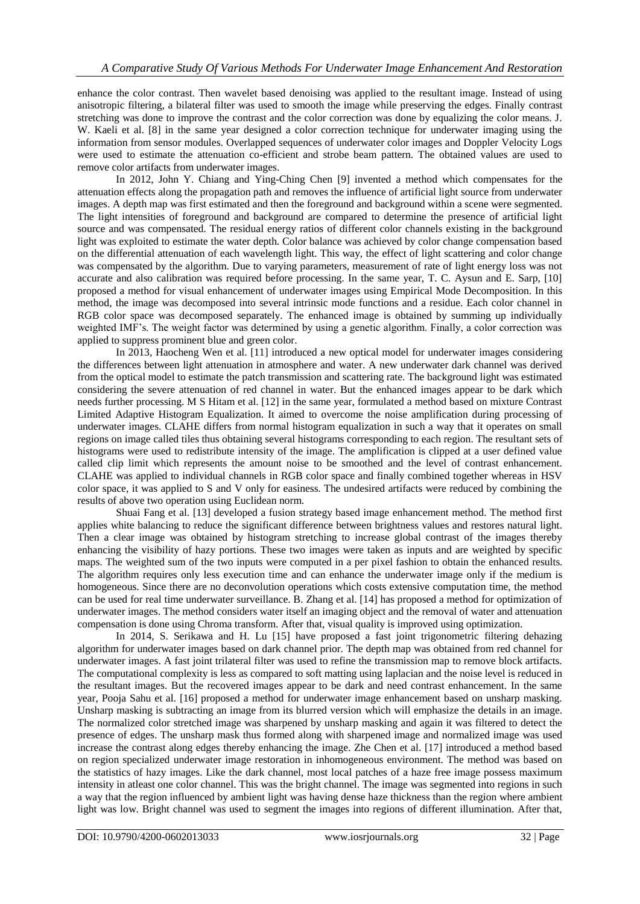enhance the color contrast. Then wavelet based denoising was applied to the resultant image. Instead of using anisotropic filtering, a bilateral filter was used to smooth the image while preserving the edges. Finally contrast stretching was done to improve the contrast and the color correction was done by equalizing the color means. J. W. Kaeli et al. [8] in the same year designed a color correction technique for underwater imaging using the information from sensor modules. Overlapped sequences of underwater color images and Doppler Velocity Logs were used to estimate the attenuation co-efficient and strobe beam pattern. The obtained values are used to remove color artifacts from underwater images.

In 2012, John Y. Chiang and Ying-Ching Chen [9] invented a method which compensates for the attenuation effects along the propagation path and removes the influence of artificial light source from underwater images. A depth map was first estimated and then the foreground and background within a scene were segmented. The light intensities of foreground and background are compared to determine the presence of artificial light source and was compensated. The residual energy ratios of different color channels existing in the background light was exploited to estimate the water depth. Color balance was achieved by color change compensation based on the differential attenuation of each wavelength light. This way, the effect of light scattering and color change was compensated by the algorithm. Due to varying parameters, measurement of rate of light energy loss was not accurate and also calibration was required before processing. In the same year, T. C. Aysun and E. Sarp, [10] proposed a method for visual enhancement of underwater images using Empirical Mode Decomposition. In this method, the image was decomposed into several intrinsic mode functions and a residue. Each color channel in RGB color space was decomposed separately. The enhanced image is obtained by summing up individually weighted IMF's. The weight factor was determined by using a genetic algorithm. Finally, a color correction was applied to suppress prominent blue and green color.

In 2013, Haocheng Wen et al. [11] introduced a new optical model for underwater images considering the differences between light attenuation in atmosphere and water. A new underwater dark channel was derived from the optical model to estimate the patch transmission and scattering rate. The background light was estimated considering the severe attenuation of red channel in water. But the enhanced images appear to be dark which needs further processing. M S Hitam et al. [12] in the same year, formulated a method based on mixture Contrast Limited Adaptive Histogram Equalization. It aimed to overcome the noise amplification during processing of underwater images. CLAHE differs from normal histogram equalization in such a way that it operates on small regions on image called tiles thus obtaining several histograms corresponding to each region. The resultant sets of histograms were used to redistribute intensity of the image. The amplification is clipped at a user defined value called clip limit which represents the amount noise to be smoothed and the level of contrast enhancement. CLAHE was applied to individual channels in RGB color space and finally combined together whereas in HSV color space, it was applied to S and V only for easiness. The undesired artifacts were reduced by combining the results of above two operation using Euclidean norm.

Shuai Fang et al. [13] developed a fusion strategy based image enhancement method. The method first applies white balancing to reduce the significant difference between brightness values and restores natural light. Then a clear image was obtained by histogram stretching to increase global contrast of the images thereby enhancing the visibility of hazy portions. These two images were taken as inputs and are weighted by specific maps. The weighted sum of the two inputs were computed in a per pixel fashion to obtain the enhanced results. The algorithm requires only less execution time and can enhance the underwater image only if the medium is homogeneous. Since there are no deconvolution operations which costs extensive computation time, the method can be used for real time underwater surveillance. B. Zhang et al. [14] has proposed a method for optimization of underwater images. The method considers water itself an imaging object and the removal of water and attenuation compensation is done using Chroma transform. After that, visual quality is improved using optimization.

In 2014, S. Serikawa and H. Lu [15] have proposed a fast joint trigonometric filtering dehazing algorithm for underwater images based on dark channel prior. The depth map was obtained from red channel for underwater images. A fast joint trilateral filter was used to refine the transmission map to remove block artifacts. The computational complexity is less as compared to soft matting using laplacian and the noise level is reduced in the resultant images. But the recovered images appear to be dark and need contrast enhancement. In the same year, Pooja Sahu et al. [16] proposed a method for underwater image enhancement based on unsharp masking. Unsharp masking is subtracting an image from its blurred version which will emphasize the details in an image. The normalized color stretched image was sharpened by unsharp masking and again it was filtered to detect the presence of edges. The unsharp mask thus formed along with sharpened image and normalized image was used increase the contrast along edges thereby enhancing the image. Zhe Chen et al. [17] introduced a method based on region specialized underwater image restoration in inhomogeneous environment. The method was based on the statistics of hazy images. Like the dark channel, most local patches of a haze free image possess maximum intensity in atleast one color channel. This was the bright channel. The image was segmented into regions in such a way that the region influenced by ambient light was having dense haze thickness than the region where ambient light was low. Bright channel was used to segment the images into regions of different illumination. After that,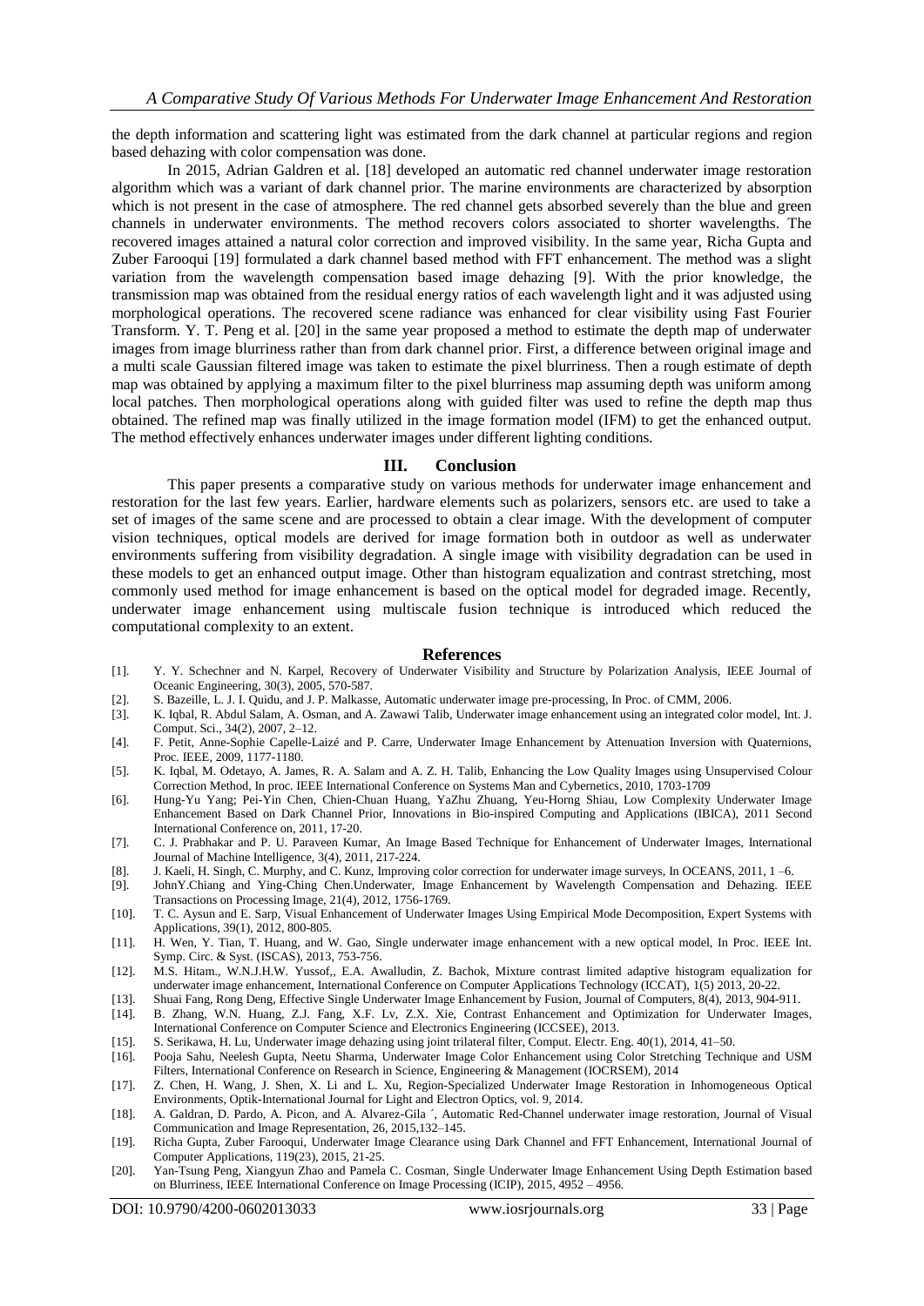the depth information and scattering light was estimated from the dark channel at particular regions and region based dehazing with color compensation was done.

In 2015, Adrian Galdren et al. [18] developed an automatic red channel underwater image restoration algorithm which was a variant of dark channel prior. The marine environments are characterized by absorption which is not present in the case of atmosphere. The red channel gets absorbed severely than the blue and green channels in underwater environments. The method recovers colors associated to shorter wavelengths. The recovered images attained a natural color correction and improved visibility. In the same year, Richa Gupta and Zuber Farooqui [19] formulated a dark channel based method with FFT enhancement. The method was a slight variation from the wavelength compensation based image dehazing [9]. With the prior knowledge, the transmission map was obtained from the residual energy ratios of each wavelength light and it was adjusted using morphological operations. The recovered scene radiance was enhanced for clear visibility using Fast Fourier Transform. Y. T. Peng et al. [20] in the same year proposed a method to estimate the depth map of underwater images from image blurriness rather than from dark channel prior. First, a difference between original image and a multi scale Gaussian filtered image was taken to estimate the pixel blurriness. Then a rough estimate of depth map was obtained by applying a maximum filter to the pixel blurriness map assuming depth was uniform among local patches. Then morphological operations along with guided filter was used to refine the depth map thus obtained. The refined map was finally utilized in the image formation model (IFM) to get the enhanced output. The method effectively enhances underwater images under different lighting conditions.

## III. Conclusion

This paper presents a comparative study on various methods for underwater image enhancement and restoration for the last few years. Earlier, hardware elements such as polarizers, sensors etc. are used to take a set of images of the same scene and are processed to obtain a clear image. With the development of computer vision techniques, optical models are derived for image formation both in outdoor as well as underwater environments suffering from visibility degradation. A single image with visibility degradation can be used in these models to get an enhanced output image. Other than histogram equalization and contrast stretching, most commonly used method for image enhancement is based on the optical model for degraded image. Recently, underwater image enhancement using multiscale fusion technique is introduced which reduced the computational complexity to an extent.

## References

[1]. Y. Y. Schechner and N. Karpel, Recovery of Underwater Visibility and Structure by Polarization Analysis, IEEE Journal of Oceanic Engineering, 30(3), 2005, 570-587.

[2]. S. Bazeille, L. J. I. Quidu, and J. P. Malkasse, Automatic underwater image pre-processing, In Proc. of CMM, 2006.

[3]. K. Iqbal, R. Abdul Salam, A. Osman, and A. Zawawi Talib, Underwater image enhancement using an integrated color model, Int. J. Comput. Sci., 34(2), 2007, 2–12.

[4]. F. Petit, Anne-Sophie Capelle-Laizé and P. Carre, Underwater Image Enhancement by Attenuation Inversion with Quaternions, Proc. IEEE, 2009, 1177-1180.

[5]. K. Iqbal, M. Odetayo, A. James, R. A. Salam and A. Z. H. Talib, Enhancing the Low Quality Images using Unsupervised Colour Correction Method, In proc. IEEE International Conference on Systems Man and Cybernetics, 2010, 1703-1709

[6]. Hung-Yu Yang; Pei-Yin Chen, Chien-Chuan Huang, YaZhu Zhuang, Yeu-Horng Shiau, Low Complexity Underwater Image Enhancement Based on Dark Channel Prior, Innovations in Bio-inspired Computing and Applications (IBICA), 2011 Second International Conference on, 2011, 17-20.

[7]. C. J. Prabhakar and P. U. Paraveen Kumar, An Image Based Technique for Enhancement of Underwater Images, International Journal of Machine Intelligence, 3(4), 2011, 217-224.

[8]. J. Kaeli, H. Singh, C. Murphy, and C. Kunz, Improving color correction for underwater image surveys, In OCEANS, 2011, 1 –6.

[9]. JohnY.Chiang and Ying-Ching Chen.Underwater, Image Enhancement by Wavelength Compensation and Dehazing. IEEE Transactions on Processing Image, 21(4), 2012, 1756-1769.

[10]. T. C. Aysun and E. Sarp, Visual Enhancement of Underwater Images Using Empirical Mode Decomposition, Expert Systems with Applications, 39(1), 2012, 800-805.

[11]. H. Wen, Y. Tian, T. Huang, and W. Gao, Single underwater image enhancement with a new optical model, In Proc. IEEE Int. Symp. Circ. & Syst. (ISCAS), 2013, 753-756.

[12]. M.S. Hitam., W.N.J.H.W. Yussof,, E.A. Awalludin, Z. Bachok, Mixture contrast limited adaptive histogram equalization for underwater image enhancement, International Conference on Computer Applications Technology (ICCAT), 1(5) 2013, 20-22.

[13]. Shuai Fang, Rong Deng, Effective Single Underwater Image Enhancement by Fusion, Journal of Computers, 8(4), 2013, 904-911.

[14]. B. Zhang, W.N. Huang, Z.J. Fang, X.F. Lv, Z.X. Xie, Contrast Enhancement and Optimization for Underwater Images, International Conference on Computer Science and Electronics Engineering (ICCSEE), 2013.

[15]. S. Serikawa, H. Lu, Underwater image dehazing using joint trilateral filter, Comput. Electr. Eng. 40(1), 2014, 41–50.

[16]. Pooja Sahu, Neelesh Gupta, Neetu Sharma, Underwater Image Color Enhancement using Color Stretching Technique and USM Filters, International Conference on Research in Science, Engineering & Management (IOCRSEM), 2014

[17]. Z. Chen, H. Wang, J. Shen, X. Li and L. Xu, Region-Specialized Underwater Image Restoration in Inhomogeneous Optical Environments, Optik-International Journal for Light and Electron Optics, vol. 9, 2014.

[18]. A. Galdran, D. Pardo, A. Picon, and A. Alvarez-Gila ´, Automatic Red-Channel underwater image restoration, Journal of Visual Communication and Image Representation, 26, 2015,132–145.

[19]. Richa Gupta, Zuber Farooqui, Underwater Image Clearance using Dark Channel and FFT Enhancement, International Journal of Computer Applications, 119(23), 2015, 21-25.

[20]. Yan-Tsung Peng, Xiangyun Zhao and Pamela C. Cosman, Single Underwater Image Enhancement Using Depth Estimation based on Blurriness, IEEE International Conference on Image Processing (ICIP), 2015, 4952 – 4956.